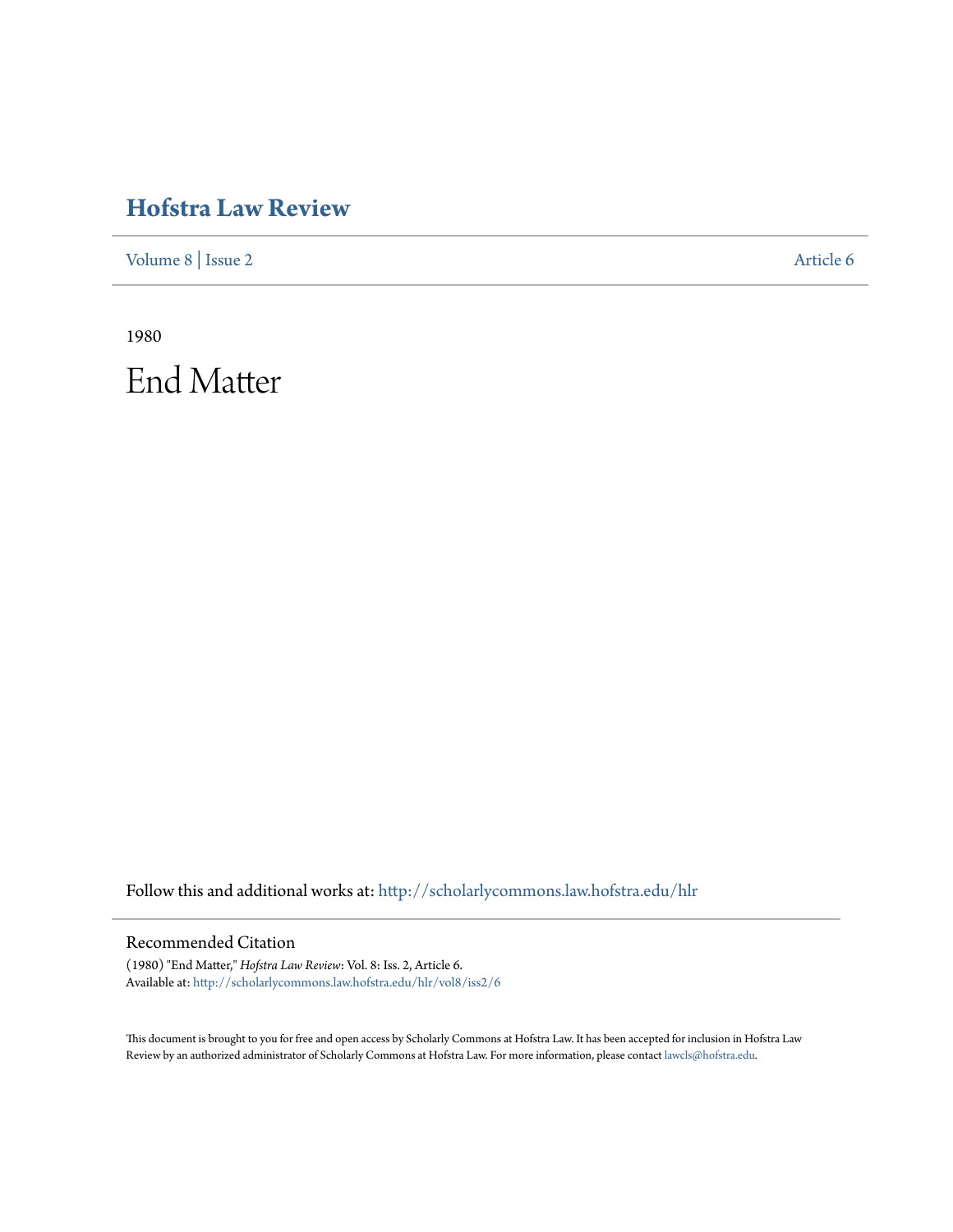# Hofstra Law Review

Volume 8 | Issue 2 Article 6

1980

# End Matter

Follow this and additional works at: http://scholarlycommons.law.hofstra.edu/hlr

## Recommended Citation

(1980) "End Matter," *Hofstra Law Review*: Vol. 8: Iss. 2, Article 6.
Available at: http://scholarlycommons.law.hofstra.edu/hlr/vol8/iss2/6

This document is brought to you for free and open access by Scholarly Commons at Hofstra Law. It has been accepted for inclusion in Hofstra Law Review by an authorized administrator of Scholarly Commons at Hofstra Law. For more information, please contact lawcls@hofstra.edu.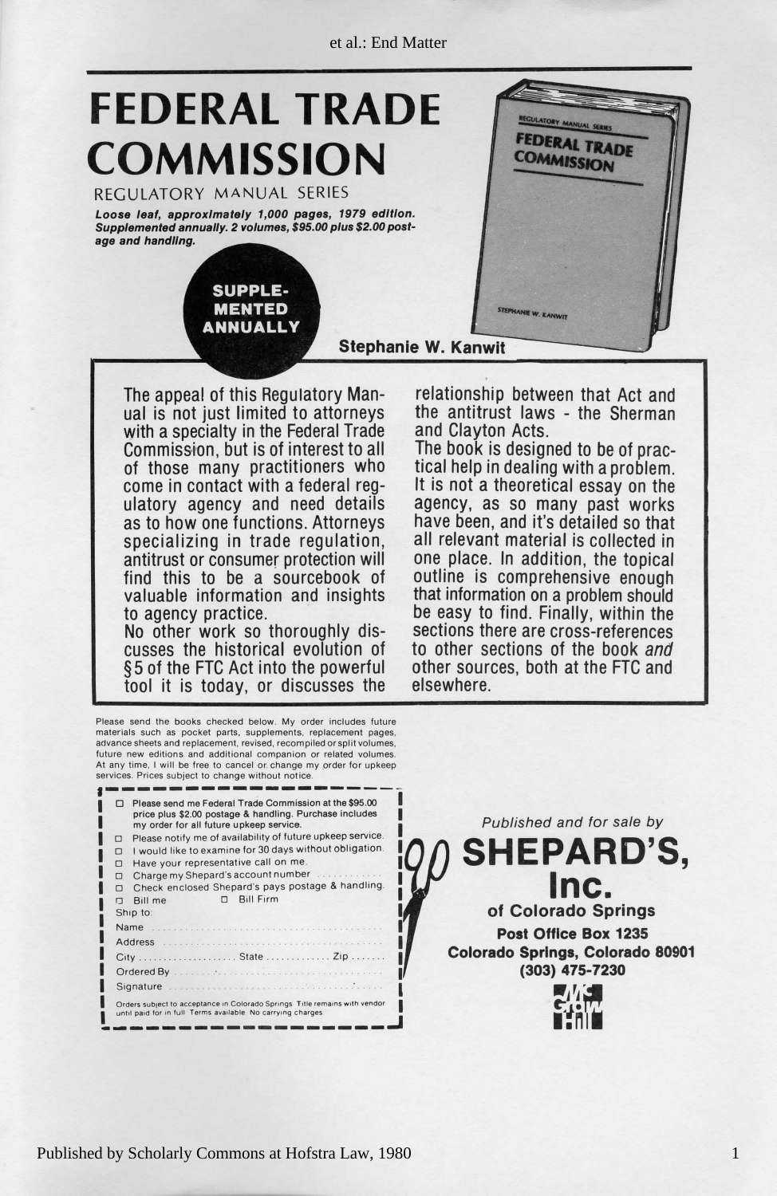# FEDERAL TRADE COMMISSION

REGULATORY MANUAL SERIES

***Loose leaf, approximately 1,000 pages, 1979 edition. Supplemented annually. 2 volumes, $95.00 plus $2.00 postage and handling.***

**SUPPLEMENTED ANNUALLY**

**Stephanie W. Kanwit**

The appeal of this Regulatory Manual is not just limited to attorneys with a specialty in the Federal Trade Commission, but is of interest to all of those many practitioners who come in contact with a federal regulatory agency and need details as to how one functions. Attorneys specializing in trade regulation, antitrust or consumer protection will find this to be a sourcebook of valuable information and insights to agency practice.

No other work so thoroughly discusses the historical evolution of §5 of the FTC Act into the powerful tool it is today, or discusses the relationship between that Act and the antitrust laws - the Sherman and Clayton Acts.

The book is designed to be of practical help in dealing with a problem. It is not a theoretical essay on the agency, as so many past works have been, and it's detailed so that all relevant material is collected in one place. In addition, the topical outline is comprehensive enough that information on a problem should be easy to find. Finally, within the sections there are cross-references to other sections of the book *and* other sources, both at the FTC and elsewhere.

Please send the books checked below. My order includes future materials such as pocket parts, supplements, replacement pages, advance sheets and replacement, revised, recompiled or split volumes, future new editions and additional companion or related volumes. At any time, I will be free to cancel or change my order for upkeep services. Prices subject to change without notice.

- ☐ Please send me Federal Trade Commission at the $95.00 price plus $2.00 postage & handling. Purchase includes my order for all future upkeep service.
- ☐ Please notify me of availability of future upkeep service.
- ☐ I would like to examine for 30 days without obligation.
- ☐ Have your representative call on me.
- ☐ Charge my Shepard's account number ............
- ☐ Check enclosed Shepard's pays postage & handling.
- ☐ Bill me ☐ Bill Firm

Ship to:

Name ..........................................

Address ..........................................

City .................... State ............. Zip .......

Ordered By ..........................................

Signature ..........................................

Orders subject to acceptance in Colorado Springs. Title remains with vendor until paid for in full. Terms available. No carrying charges.

*Published and for sale by*

**SHEPARD'S, Inc.**
**of Colorado Springs**
**Post Office Box 1235**
**Colorado Springs, Colorado 80901**
**(303) 475-7230**

McGraw-Hill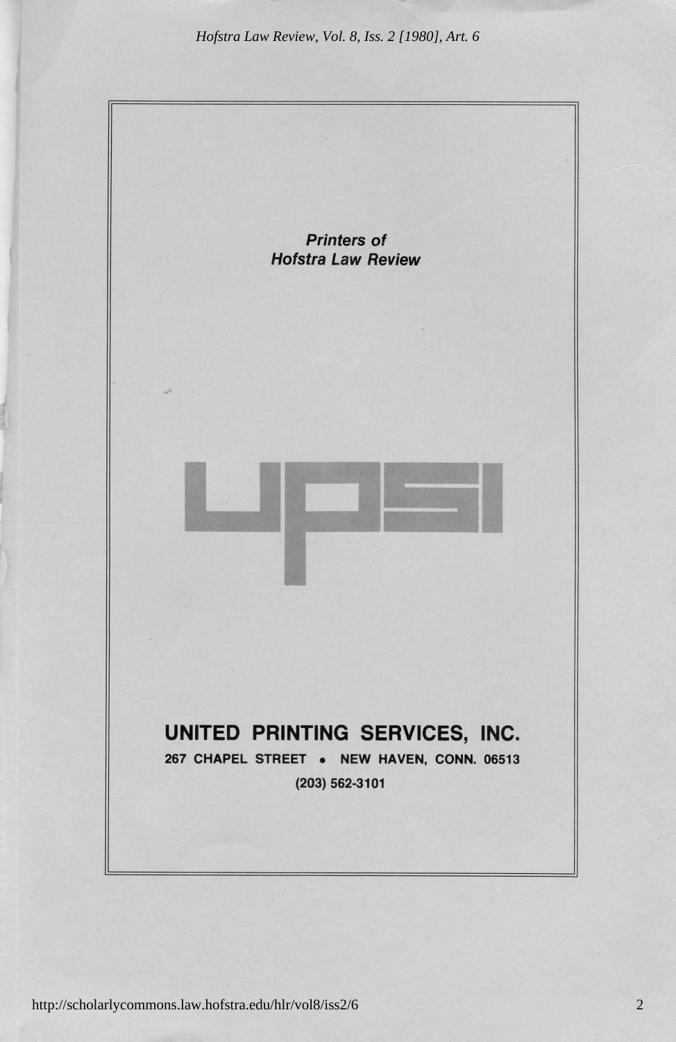*Printers of*
*Hofstra Law Review*

UPSI

**UNITED PRINTING SERVICES, INC.**

**267 CHAPEL STREET • NEW HAVEN, CONN. 06513**

**(203) 562-3101**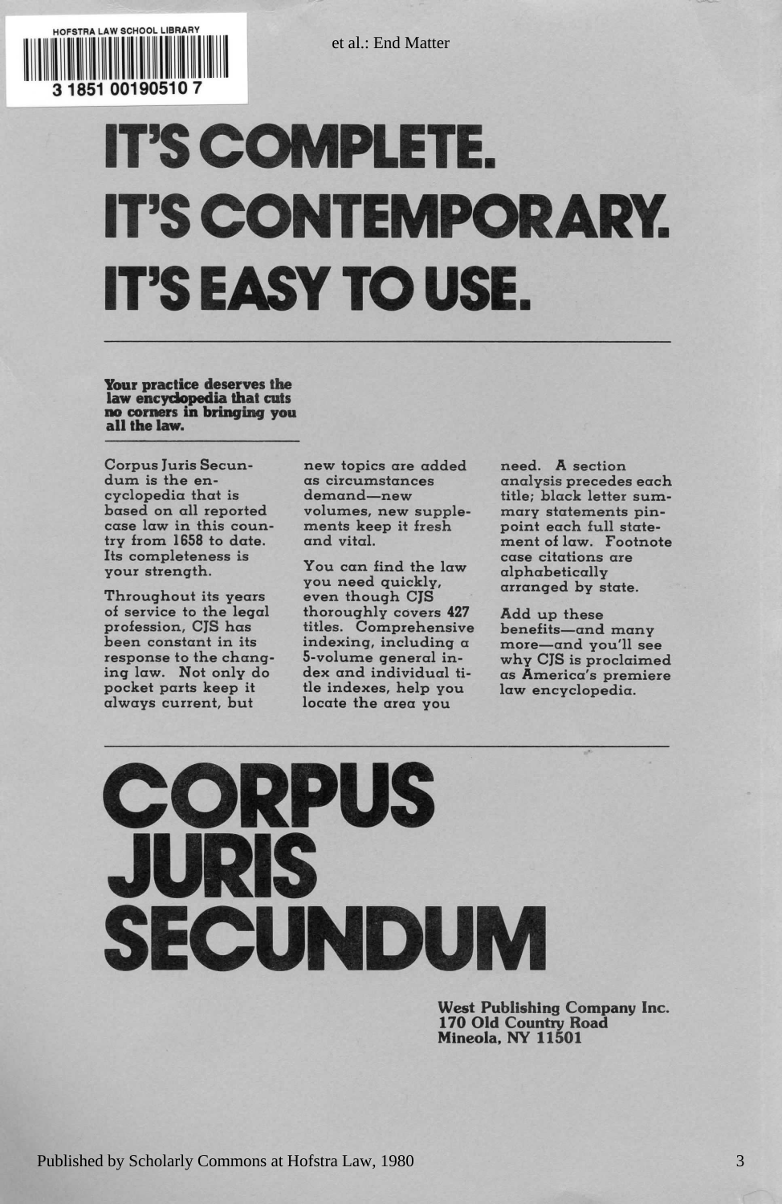# IT'S COMPLETE.
# IT'S CONTEMPORARY.
# IT'S EASY TO USE.

---

**Your practice deserves the law encyclopedia that cuts no corners in bringing you all the law.**

Corpus Juris Secundum is the encyclopedia that is based on all reported case law in this country from 1658 to date. Its completeness is your strength.

Throughout its years of service to the legal profession, CJS has been constant in its response to the changing law. Not only do pocket parts keep it always current, but new topics are added as circumstances demand—new volumes, new supplements keep it fresh and vital.

You can find the law you need quickly, even though CJS thoroughly covers 427 titles. Comprehensive indexing, including a 5-volume general index and individual title indexes, help you locate the area you need. A section analysis precedes each title; black letter summary statements pinpoint each full statement of law. Footnote case citations are alphabetically arranged by state.

Add up these benefits—and many more—and you'll see why CJS is proclaimed as America's premiere law encyclopedia.

---

# CORPUS JURIS SECUNDUM

**West Publishing Company Inc.**
**170 Old Country Road**
**Mineola, NY 11501**